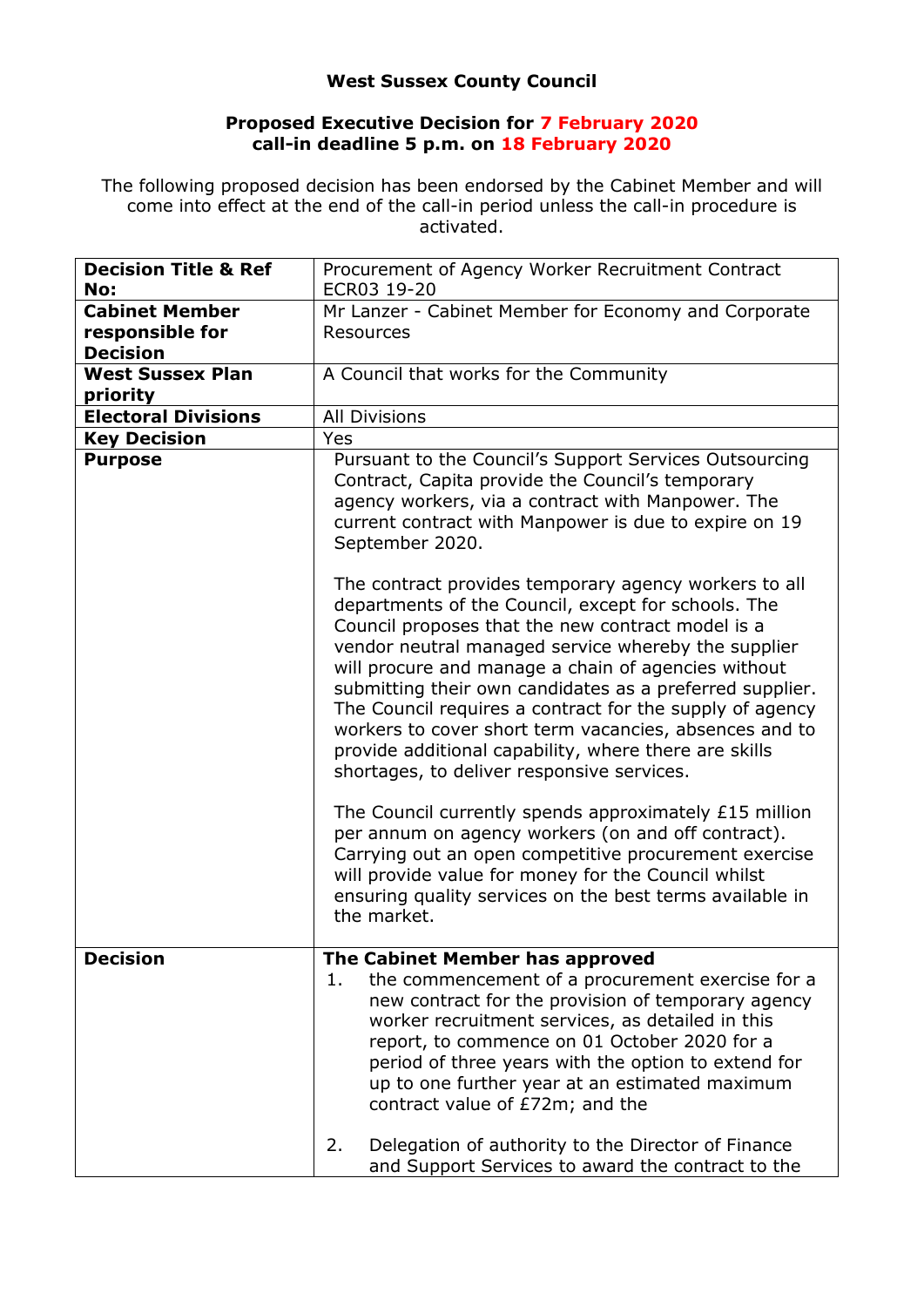**West Sussex County Council**

**Proposed Executive Decision for 7 February 2020**
**call-in deadline 5 p.m. on 18 February 2020**

The following proposed decision has been endorsed by the Cabinet Member and will come into effect at the end of the call-in period unless the call-in procedure is activated.

| | |
|---|---|
| **Decision Title & Ref No:** | Procurement of Agency Worker Recruitment Contract ECR03 19-20 |
| **Cabinet Member responsible for Decision** | Mr Lanzer - Cabinet Member for Economy and Corporate Resources |
| **West Sussex Plan priority** | A Council that works for the Community |
| **Electoral Divisions** | All Divisions |
| **Key Decision** | Yes |
| **Purpose** | Pursuant to the Council's Support Services Outsourcing Contract, Capita provide the Council's temporary agency workers, via a contract with Manpower. The current contract with Manpower is due to expire on 19 September 2020.<br><br>The contract provides temporary agency workers to all departments of the Council, except for schools. The Council proposes that the new contract model is a vendor neutral managed service whereby the supplier will procure and manage a chain of agencies without submitting their own candidates as a preferred supplier. The Council requires a contract for the supply of agency workers to cover short term vacancies, absences and to provide additional capability, where there are skills shortages, to deliver responsive services.<br><br>The Council currently spends approximately £15 million per annum on agency workers (on and off contract). Carrying out an open competitive procurement exercise will provide value for money for the Council whilst ensuring quality services on the best terms available in the market. |
| **Decision** | **The Cabinet Member has approved**<br>1. the commencement of a procurement exercise for a new contract for the provision of temporary agency worker recruitment services, as detailed in this report, to commence on 01 October 2020 for a period of three years with the option to extend for up to one further year at an estimated maximum contract value of £72m; and the<br><br>2. Delegation of authority to the Director of Finance and Support Services to award the contract to the |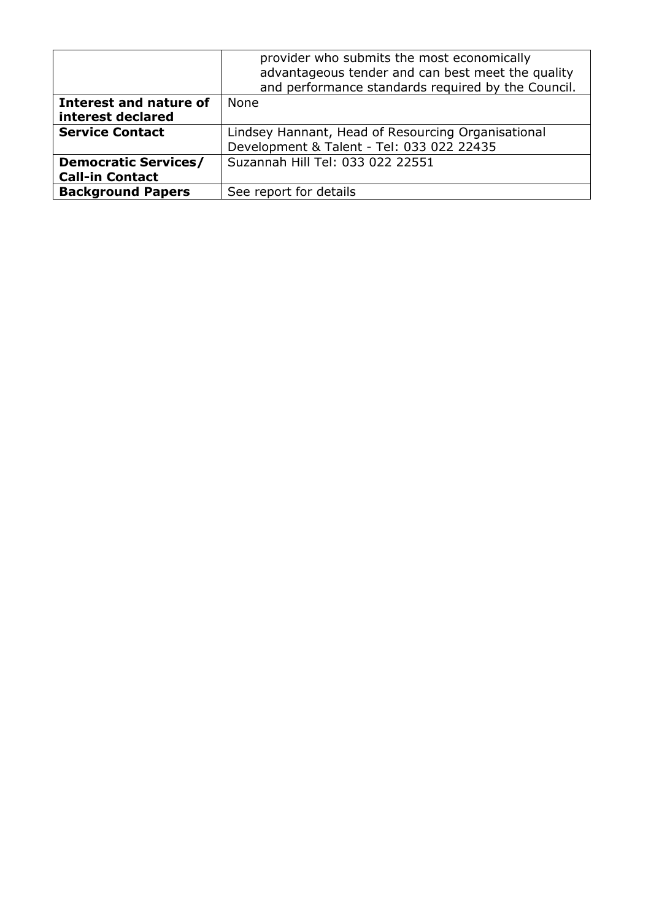| | |
|---|---|
| | provider who submits the most economically advantageous tender and can best meet the quality and performance standards required by the Council. |
| **Interest and nature of interest declared** | None |
| **Service Contact** | Lindsey Hannant, Head of Resourcing Organisational Development & Talent - Tel: 033 022 22435 |
| **Democratic Services/ Call-in Contact** | Suzannah Hill Tel: 033 022 22551 |
| **Background Papers** | See report for details |